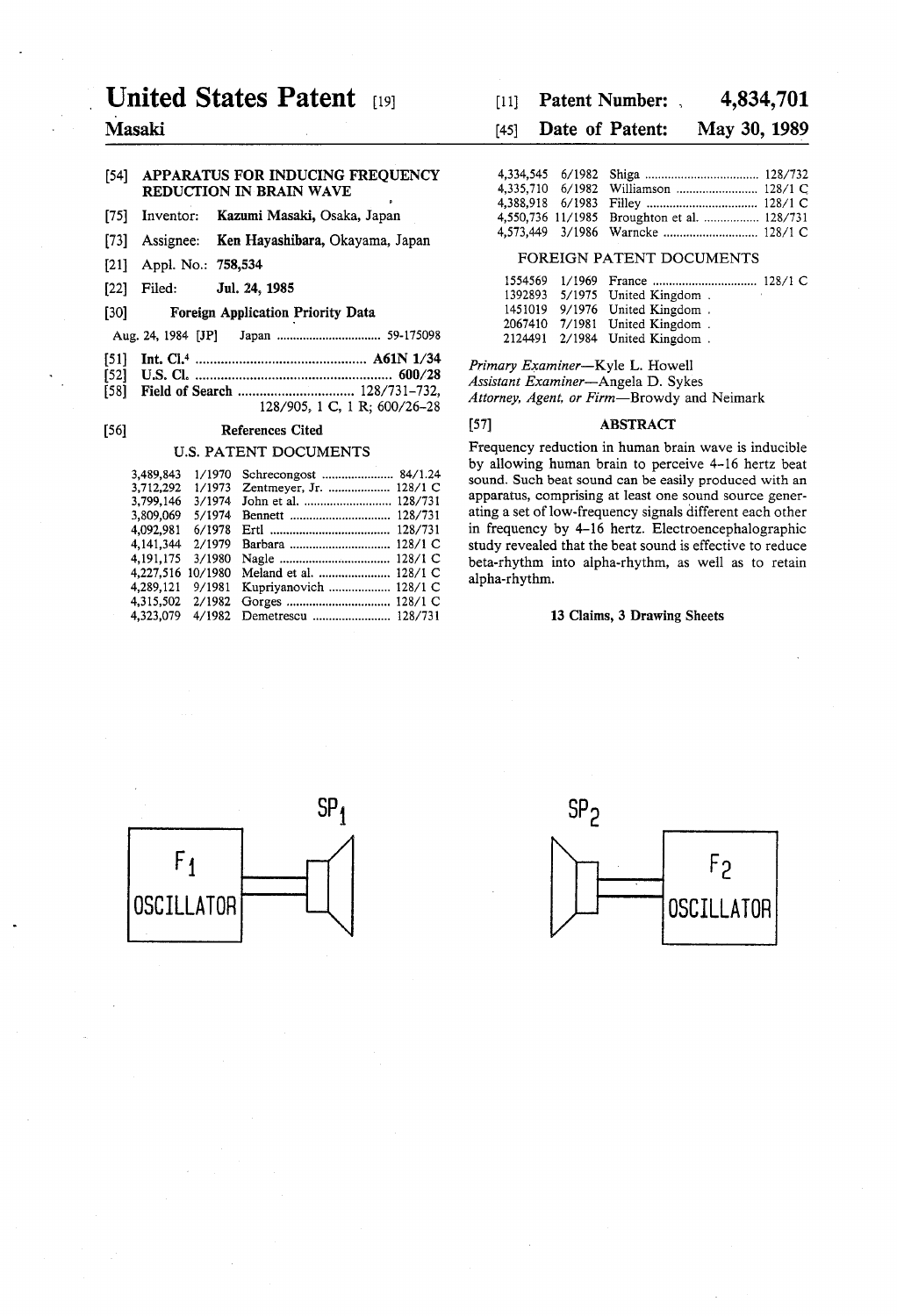# United States Patent [19]

**Masaki**

[11] **Patent Number:** 4,834,701

[45] **Date of Patent:** May 30, 1989

[54] **APPARATUS FOR INDUCING FREQUENCY REDUCTION IN BRAIN WAVE**

[75] Inventor: **Kazumi Masaki,** Osaka, Japan

[73] Assignee: **Ken Hayashibara,** Okayama, Japan

[21] Appl. No.: **758,534**

[22] Filed: **Jul. 24, 1985**

[30] **Foreign Application Priority Data**

Aug. 24, 1984 [JP] Japan .................................. 59-175098

[51] **Int. Cl.**[4] .................................................. **A61N 1/34**

[52] **U.S. Cl.** .......................................................... **600/28**

[58] **Field of Search** ................................ 128/731-732, 128/905, 1 C, 1 R; 600/26-28

[56] **References Cited**

**U.S. PATENT DOCUMENTS**

| | | | |
|---|---|---|---|
| 3,489,843 | 1/1970 | Schrecongost | 84/1.24 |
| 3,712,292 | 1/1973 | Zentmeyer, Jr. | 128/1 C |
| 3,799,146 | 3/1974 | John et al. | 128/731 |
| 3,809,069 | 5/1974 | Bennett | 128/731 |
| 4,092,981 | 6/1978 | Ertl | 128/731 |
| 4,141,344 | 2/1979 | Barbara | 128/1 C |
| 4,191,175 | 3/1980 | Nagle | 128/1 C |
| 4,227,516 | 10/1980 | Meland et al. | 128/1 C |
| 4,289,121 | 9/1981 | Kupriyanovich | 128/1 C |
| 4,315,502 | 2/1982 | Gorges | 128/1 C |
| 4,323,079 | 4/1982 | Demetrescu | 128/731 |
| 4,334,545 | 6/1982 | Shiga | 128/732 |
| 4,335,710 | 6/1982 | Williamson | 128/1 C |
| 4,388,918 | 6/1983 | Filley | 128/1 C |
| 4,550,736 | 11/1985 | Broughton et al. | 128/731 |
| 4,573,449 | 3/1986 | Warncke | 128/1 C |

**FOREIGN PATENT DOCUMENTS**

| | | | |
|---|---|---|---|
| 1554569 | 1/1969 | France | 128/1 C |
| 1392893 | 5/1975 | United Kingdom . | |
| 1451019 | 9/1976 | United Kingdom . | |
| 2067410 | 7/1981 | United Kingdom . | |
| 2124491 | 2/1984 | United Kingdom . | |

*Primary Examiner*—Kyle L. Howell
*Assistant Examiner*—Angela D. Sykes
*Attorney, Agent, or Firm*—Browdy and Neimark

[57] **ABSTRACT**

Frequency reduction in human brain wave is inducible by allowing human brain to perceive 4–16 hertz beat sound. Such beat sound can be easily produced with an apparatus, comprising at least one sound source generating a set of low-frequency signals different each other in frequency by 4–16 hertz. Electroencephalographic study revealed that the beat sound is effective to reduce beta-rhythm into alpha-rhythm, as well as to retain alpha-rhythm.

**13 Claims, 3 Drawing Sheets**

$F_1$ OSCILLATOR — $SP_1$

$SP_2$ — $F_2$ OSCILLATOR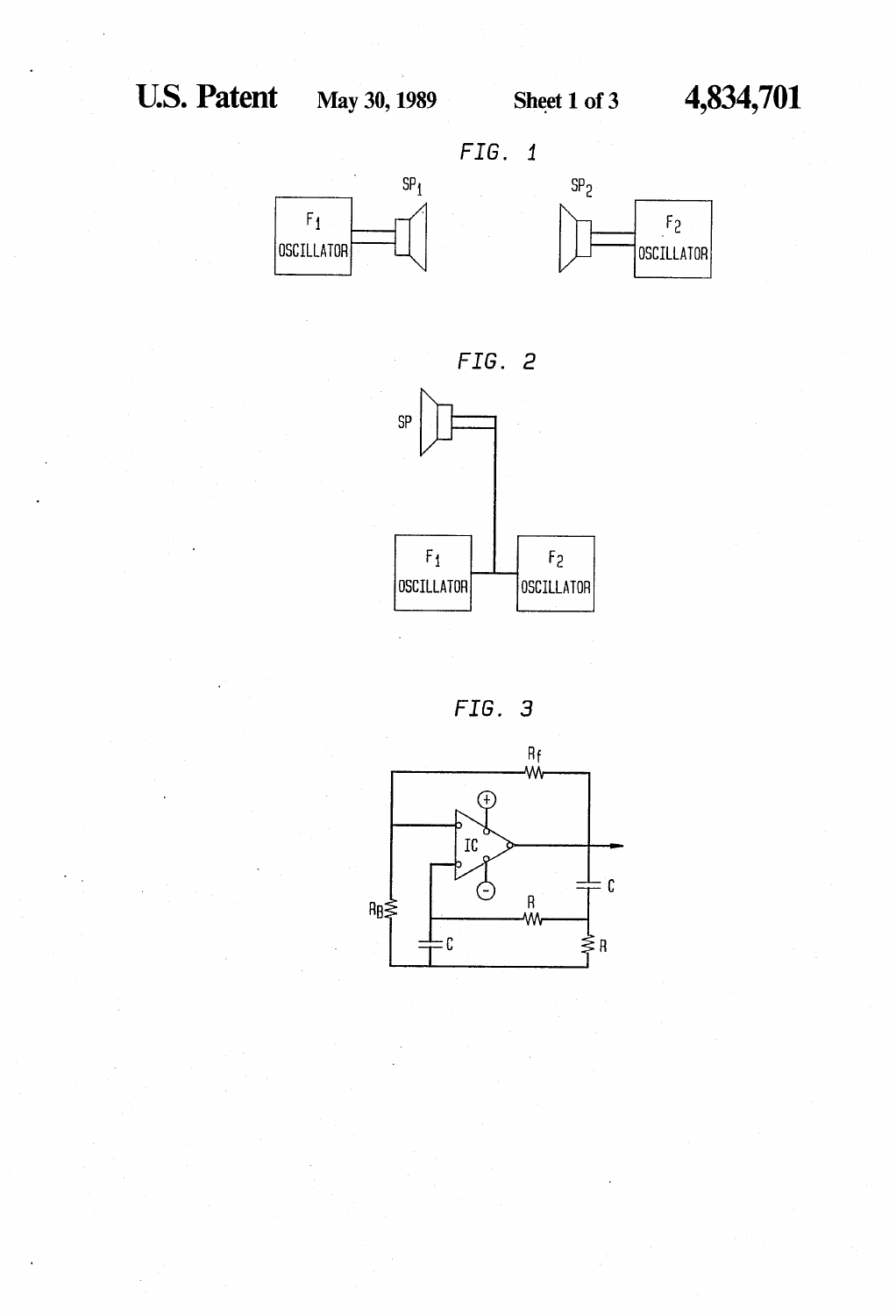FIG. 1

$SP_1$ $SP_2$

$F_1$ OSCILLATOR

$F_2$ OSCILLATOR

FIG. 2

SP

$F_1$ OSCILLATOR

$F_2$ OSCILLATOR

FIG. 3

$R_f$

IC

C

R

$R_B$

C

R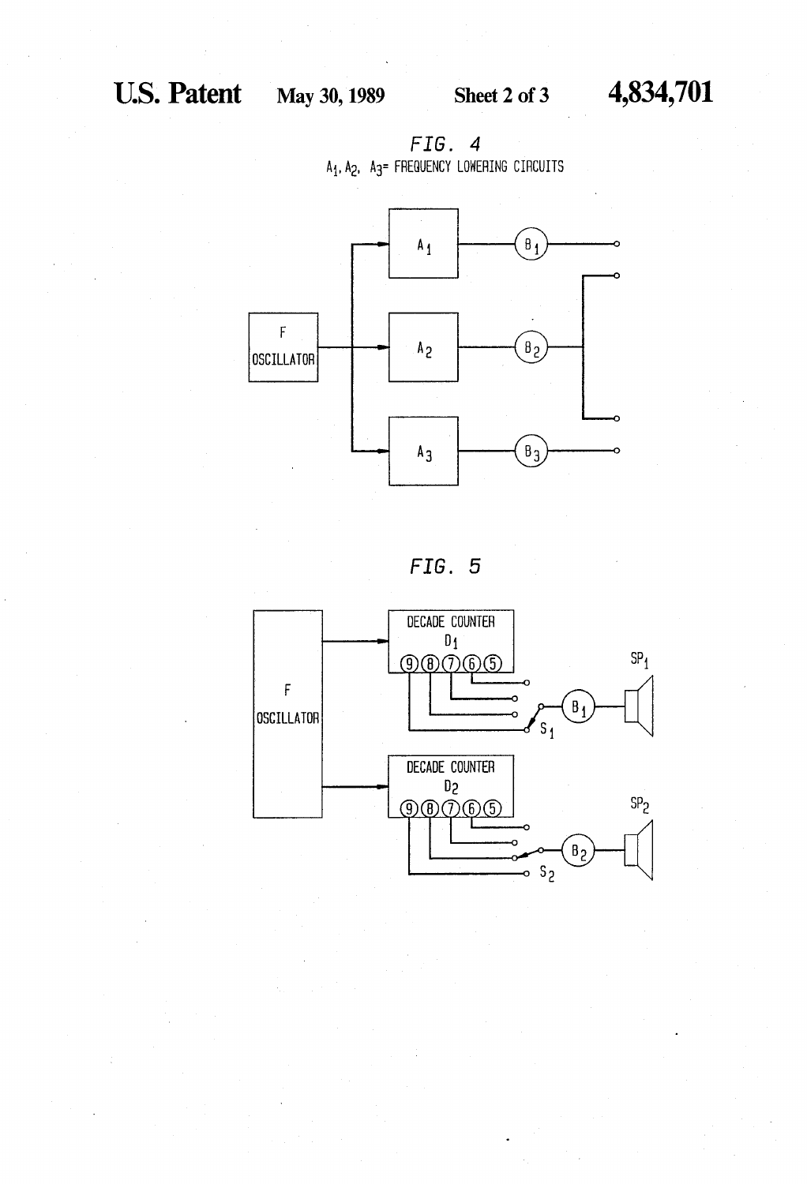FIG. 4

$A_1, A_2, A_3$ = FREQUENCY LOWERING CIRCUITS

F OSCILLATOR

$A_1$ $B_1$

$A_2$ $B_2$

$A_3$ $B_3$

FIG. 5

F OSCILLATOR

DECADE COUNTER $D_1$

9 8 7 6 5

$S_1$ $B_1$ $SP_1$

DECADE COUNTER $D_2$

9 8 7 6 5

$S_2$ $B_2$ $SP_2$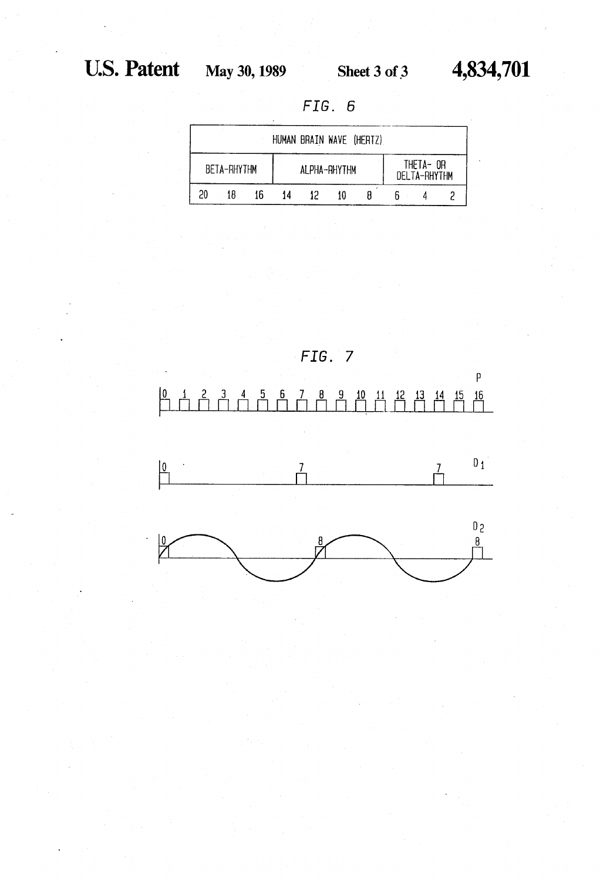FIG. 6

| HUMAN BRAIN WAVE (HERTZ) | | | | | | | | | |
|---|---|---|---|---|---|---|---|---|---|
| BETA-RHYTHM | | | ALPHA-RHYTHM | | | | THETA- OR DELTA-RHYTHM | | |
| 20 | 18 | 16 | 14 | 12 | 10 | 8 | 6 | 4 | 2 |

FIG. 7

P

0 1 2 3 4 5 6 7 8 9 10 11 12 13 14 15 16

$D_1$

0 7 7

$D_2$

0 8 8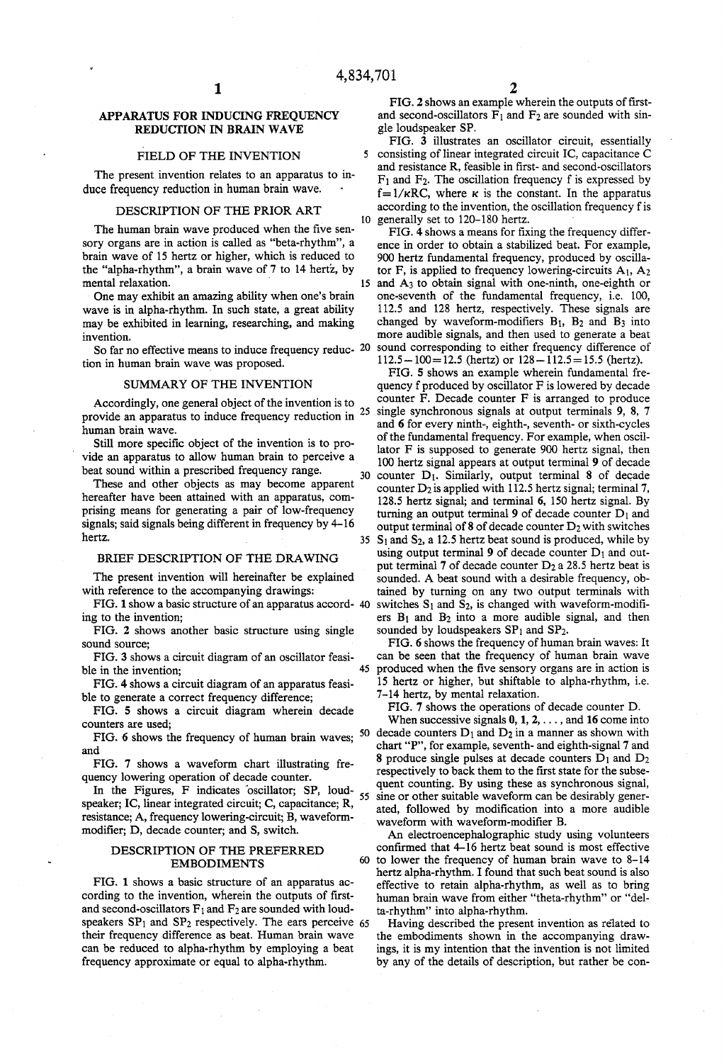# APPARATUS FOR INDUCING FREQUENCY REDUCTION IN BRAIN WAVE

## FIELD OF THE INVENTION

The present invention relates to an apparatus to induce frequency reduction in human brain wave.

## DESCRIPTION OF THE PRIOR ART

The human brain wave produced when the five sensory organs are in action is called as "beta-rhythm", a brain wave of 15 hertz or higher, which is reduced to the "alpha-rhythm", a brain wave of 7 to 14 hertz, by mental relaxation.

One may exhibit an amazing ability when one's brain wave is in alpha-rhythm. In such state, a great ability may be exhibited in learning, researching, and making invention.

So far no effective means to induce frequency reduction in human brain wave was proposed.

## SUMMARY OF THE INVENTION

Accordingly, one general object of the invention is to provide an apparatus to induce frequency reduction in human brain wave.

Still more specific object of the invention is to provide an apparatus to allow human brain to perceive a beat sound within a prescribed frequency range.

These and other objects as may become apparent hereafter have been attained with an apparatus, comprising means for generating a pair of low-frequency signals; said signals being different in frequency by 4-16 hertz.

## BRIEF DESCRIPTION OF THE DRAWING

The present invention will hereinafter be explained with reference to the accompanying drawings:

FIG. 1 show a basic structure of an apparatus according to the invention;

FIG. 2 shows another basic structure using single sound source;

FIG. 3 shows a circuit diagram of an oscillator feasible in the invention;

FIG. 4 shows a circuit diagram of an apparatus feasible to generate a correct frequency difference;

FIG. 5 shows a circuit diagram wherein decade counters are used;

FIG. 6 shows the frequency of human brain waves; and

FIG. 7 shows a waveform chart illustrating frequency lowering operation of decade counter.

In the Figures, F indicates oscillator; SP, loudspeaker; IC, linear integrated circuit; C, capacitance; R, resistance; A, frequency lowering-circuit; B, waveform-modifier; D, decade counter; and S, switch.

## DESCRIPTION OF THE PREFERRED EMBODIMENTS

FIG. 1 shows a basic structure of an apparatus according to the invention, wherein the outputs of first- and second-oscillators $F_1$ and $F_2$ are sounded with loudspeakers $SP_1$ and $SP_2$ respectively. The ears perceive their frequency difference as beat. Human brain wave can be reduced to alpha-rhythm by employing a beat frequency approximate or equal to alpha-rhythm.

FIG. 2 shows an example wherein the outputs of first- and second-oscillators $F_1$ and $F_2$ are sounded with single loudspeaker SP.

FIG. 3 illustrates an oscillator circuit, essentially consisting of linear integrated circuit IC, capacitance C and resistance R, feasible in first- and second-oscillators $F_1$ and $F_2$. The oscillation frequency f is expressed by $f=1/\kappa RC$, where $\kappa$ is the constant. In the apparatus according to the invention, the oscillation frequency f is generally set to 120-180 hertz.

FIG. 4 shows a means for fixing the frequency difference in order to obtain a stabilized beat. For example, 900 hertz fundamental frequency, produced by oscillator F, is applied to frequency lowering-circuits $A_1$, $A_2$ and $A_3$ to obtain signal with one-ninth, one-eighth or one-seventh of the fundamental frequency, i.e. 100, 112.5 and 128 hertz, respectively. These signals are changed by waveform-modifiers $B_1$, $B_2$ and $B_3$ into more audible signals, and then used to generate a beat sound corresponding to either frequency difference of $112.5-100=12.5$ (hertz) or $128-112.5=15.5$ (hertz).

FIG. 5 shows an example wherein fundamental frequency f produced by oscillator F is lowered by decade counter F. Decade counter F is arranged to produce single synchronous signals at output terminals 9, 8, 7 and 6 for every ninth-, eighth-, seventh- or sixth-cycles of the fundamental frequency. For example, when oscillator F is supposed to generate 900 hertz signal, then 100 hertz signal appears at output terminal 9 of decade counter $D_1$. Similarly, output terminal 8 of decade counter $D_2$ is applied with 112.5 hertz signal; terminal 7, 128.5 hertz signal; and terminal 6, 150 hertz signal. By turning an output terminal 9 of decade counter $D_1$ and output terminal of 8 of decade counter $D_2$ with switches $S_1$ and $S_2$, a 12.5 hertz beat sound is produced, while by using output terminal 9 of decade counter $D_1$ and output terminal 7 of decade counter $D_2$ a 28.5 hertz beat is sounded. A beat sound with a desirable frequency, obtained by turning on any two output terminals with switches $S_1$ and $S_2$, is changed with waveform-modifiers $B_1$ and $B_2$ into a more audible signal, and then sounded by loudspeakers $SP_1$ and $SP_2$.

FIG. 6 shows the frequency of human brain waves: It can be seen that the frequency of human brain wave produced when the five sensory organs are in action is 15 hertz or higher, but shiftable to alpha-rhythm, i.e. 7-14 hertz, by mental relaxation.

FIG. 7 shows the operations of decade counter D.

When successive signals 0, 1, 2, . . . , and 16 come into decade counters $D_1$ and $D_2$ in a manner as shown with chart "P", for example, seventh- and eighth-signal 7 and 8 produce single pulses at decade counters $D_1$ and $D_2$ respectively to back them to the first state for the subsequent counting. By using these as synchronous signal, sine or other suitable waveform can be desirably generated, followed by modification into a more audible waveform with waveform-modifier B.

An electroencephalographic study using volunteers confirmed that 4-16 hertz beat sound is most effective to lower the frequency of human brain wave to 8-14 hertz alpha-rhythm. I found that such beat sound is also effective to retain alpha-rhythm, as well as to bring human brain wave from either "theta-rhythm" or "delta-rhythm" into alpha-rhythm.

Having described the present invention as related to the embodiments shown in the accompanying drawings, it is my intention that the invention is not limited by any of the details of description, but rather be con-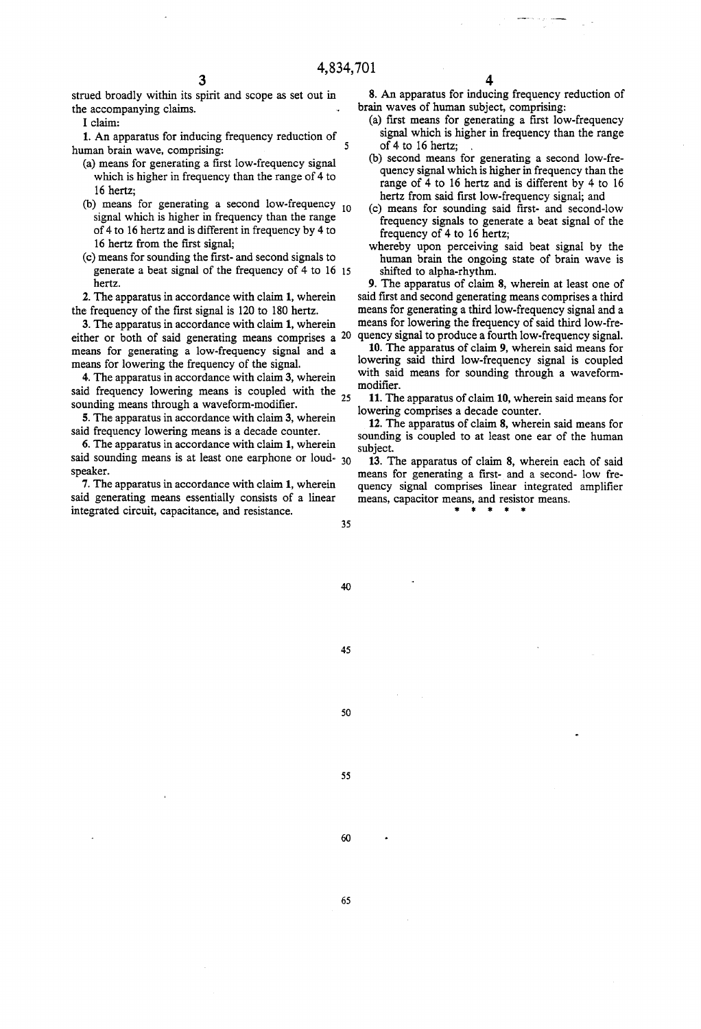strued broadly within its spirit and scope as set out in the accompanying claims.

I claim:

1. An apparatus for inducing frequency reduction of human brain wave, comprising:
   (a) means for generating a first low-frequency signal which is higher in frequency than the range of 4 to 16 hertz;
   (b) means for generating a second low-frequency signal which is higher in frequency than the range of 4 to 16 hertz and is different in frequency by 4 to 16 hertz from the first signal;
   (c) means for sounding the first- and second signals to generate a beat signal of the frequency of 4 to 16 hertz.

2. The apparatus in accordance with claim 1, wherein the frequency of the first signal is 120 to 180 hertz.

3. The apparatus in accordance with claim 1, wherein either or both of said generating means comprises a means for generating a low-frequency signal and a means for lowering the frequency of the signal.

4. The apparatus in accordance with claim 3, wherein said frequency lowering means is coupled with the sounding means through a waveform-modifier.

5. The apparatus in accordance with claim 3, wherein said frequency lowering means is a decade counter.

6. The apparatus in accordance with claim 1, wherein said sounding means is at least one earphone or loudspeaker.

7. The apparatus in accordance with claim 1, wherein said generating means essentially consists of a linear integrated circuit, capacitance, and resistance.

8. An apparatus for inducing frequency reduction of brain waves of human subject, comprising:
   (a) first means for generating a first low-frequency signal which is higher in frequency than the range of 4 to 16 hertz;
   (b) second means for generating a second low-frequency signal which is higher in frequency than the range of 4 to 16 hertz and is different by 4 to 16 hertz from said first low-frequency signal; and
   (c) means for sounding said first- and second-low frequency signals to generate a beat signal of the frequency of 4 to 16 hertz;

   whereby upon perceiving said beat signal by the human brain the ongoing state of brain wave is shifted to alpha-rhythm.

9. The apparatus of claim 8, wherein at least one of said first and second generating means comprises a third means for generating a third low-frequency signal and a means for lowering the frequency of said third low-frequency signal to produce a fourth low-frequency signal.

10. The apparatus of claim 9, wherein said means for lowering said third low-frequency signal is coupled with said means for sounding through a waveform-modifier.

11. The apparatus of claim 10, wherein said means for lowering comprises a decade counter.

12. The apparatus of claim 8, wherein said means for sounding is coupled to at least one ear of the human subject.

13. The apparatus of claim 8, wherein each of said means for generating a first- and a second- low frequency signal comprises linear integrated amplifier means, capacitor means, and resistor means.

\* \* \* \* \*